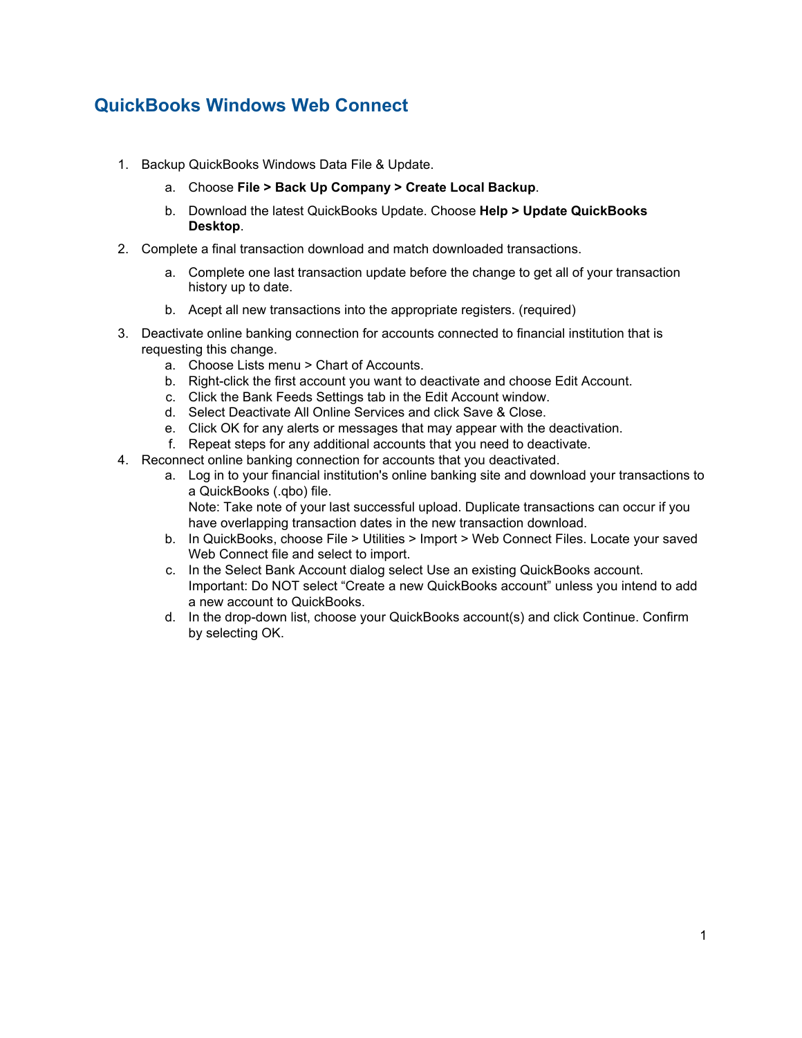# QuickBooks Windows Web Connect

1. Backup QuickBooks Windows Data File & Update.
   a. Choose **File > Back Up Company > Create Local Backup**.
   b. Download the latest QuickBooks Update. Choose **Help > Update QuickBooks Desktop**.
2. Complete a final transaction download and match downloaded transactions.
   a. Complete one last transaction update before the change to get all of your transaction history up to date.
   b. Acept all new transactions into the appropriate registers. (required)
3. Deactivate online banking connection for accounts connected to financial institution that is requesting this change.
   a. Choose Lists menu > Chart of Accounts.
   b. Right-click the first account you want to deactivate and choose Edit Account.
   c. Click the Bank Feeds Settings tab in the Edit Account window.
   d. Select Deactivate All Online Services and click Save & Close.
   e. Click OK for any alerts or messages that may appear with the deactivation.
   f. Repeat steps for any additional accounts that you need to deactivate.
4. Reconnect online banking connection for accounts that you deactivated.
   a. Log in to your financial institution's online banking site and download your transactions to a QuickBooks (.qbo) file.
      Note: Take note of your last successful upload. Duplicate transactions can occur if you have overlapping transaction dates in the new transaction download.
   b. In QuickBooks, choose File > Utilities > Import > Web Connect Files. Locate your saved Web Connect file and select to import.
   c. In the Select Bank Account dialog select Use an existing QuickBooks account.
      Important: Do NOT select "Create a new QuickBooks account" unless you intend to add a new account to QuickBooks.
   d. In the drop-down list, choose your QuickBooks account(s) and click Continue. Confirm by selecting OK.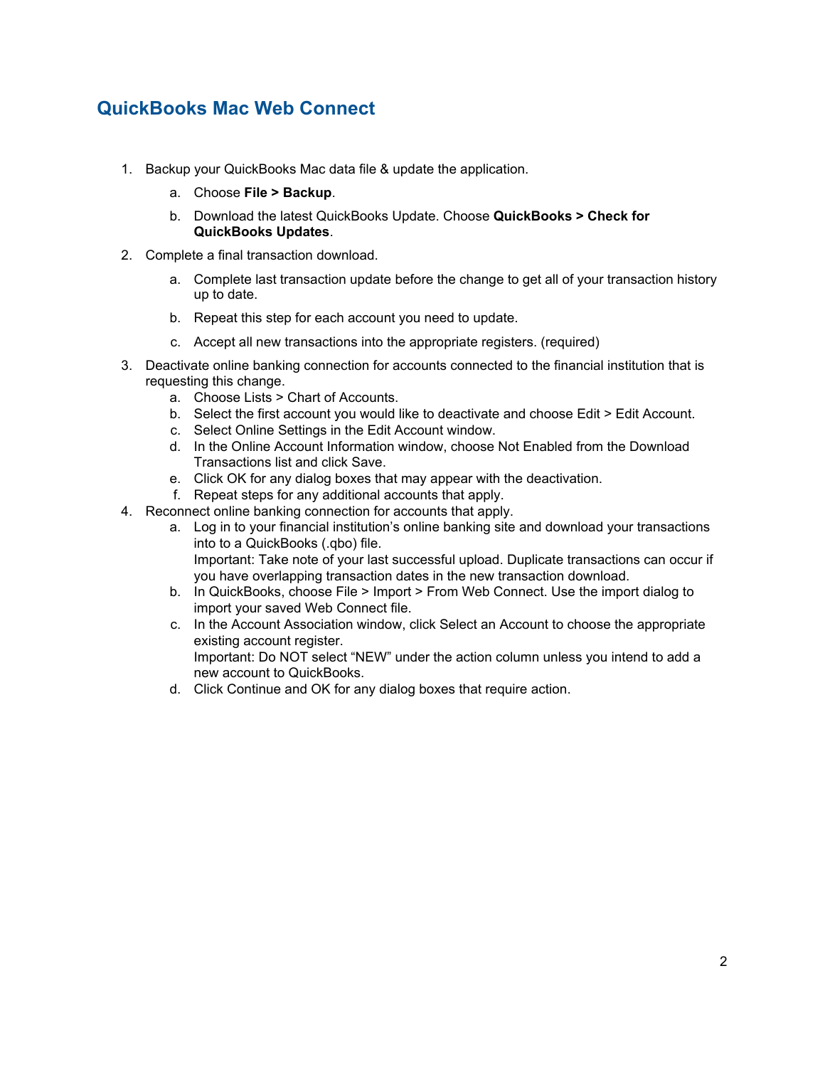## QuickBooks Mac Web Connect

1. Backup your QuickBooks Mac data file & update the application.
    a. Choose **File > Backup**.
    b. Download the latest QuickBooks Update. Choose **QuickBooks > Check for QuickBooks Updates**.
2. Complete a final transaction download.
    a. Complete last transaction update before the change to get all of your transaction history up to date.
    b. Repeat this step for each account you need to update.
    c. Accept all new transactions into the appropriate registers. (required)
3. Deactivate online banking connection for accounts connected to the financial institution that is requesting this change.
    a. Choose Lists > Chart of Accounts.
    b. Select the first account you would like to deactivate and choose Edit > Edit Account.
    c. Select Online Settings in the Edit Account window.
    d. In the Online Account Information window, choose Not Enabled from the Download Transactions list and click Save.
    e. Click OK for any dialog boxes that may appear with the deactivation.
    f. Repeat steps for any additional accounts that apply.
4. Reconnect online banking connection for accounts that apply.
    a. Log in to your financial institution's online banking site and download your transactions into to a QuickBooks (.qbo) file.
       Important: Take note of your last successful upload. Duplicate transactions can occur if you have overlapping transaction dates in the new transaction download.
    b. In QuickBooks, choose File > Import > From Web Connect. Use the import dialog to import your saved Web Connect file.
    c. In the Account Association window, click Select an Account to choose the appropriate existing account register.
       Important: Do NOT select "NEW" under the action column unless you intend to add a new account to QuickBooks.
    d. Click Continue and OK for any dialog boxes that require action.